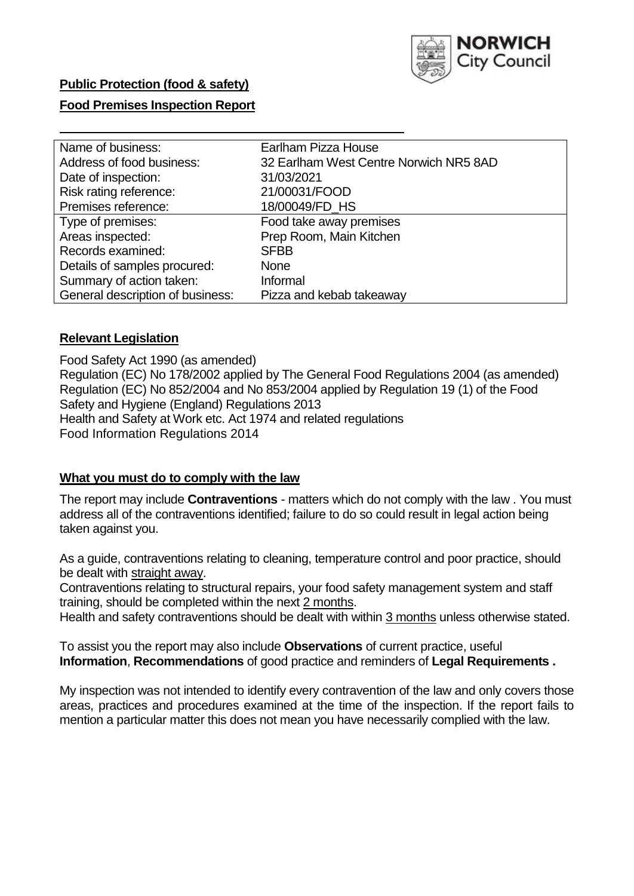**Public Protection (food & safety)**

**Food Premises Inspection Report**

| Name of business: | Earlham Pizza House |
| --- | --- |
| Address of food business: | 32 Earlham West Centre Norwich NR5 8AD |
| Date of inspection: | 31/03/2021 |
| Risk rating reference: | 21/00031/FOOD |
| Premises reference: | 18/00049/FD_HS |
| Type of premises: | Food take away premises |
| Areas inspected: | Prep Room, Main Kitchen |
| Records examined: | SFBB |
| Details of samples procured: | None |
| Summary of action taken: | Informal |
| General description of business: | Pizza and kebab takeaway |

## Relevant Legislation

Food Safety Act 1990 (as amended)
Regulation (EC) No 178/2002 applied by The General Food Regulations 2004 (as amended)
Regulation (EC) No 852/2004 and No 853/2004 applied by Regulation 19 (1) of the Food Safety and Hygiene (England) Regulations 2013
Health and Safety at Work etc. Act 1974 and related regulations
Food Information Regulations 2014

## What you must do to comply with the law

The report may include **Contraventions** - matters which do not comply with the law . You must address all of the contraventions identified; failure to do so could result in legal action being taken against you.

As a guide, contraventions relating to cleaning, temperature control and poor practice, should be dealt with straight away.

Contraventions relating to structural repairs, your food safety management system and staff training, should be completed within the next 2 months.

Health and safety contraventions should be dealt with within 3 months unless otherwise stated.

To assist you the report may also include **Observations** of current practice, useful **Information**, **Recommendations** of good practice and reminders of **Legal Requirements .**

My inspection was not intended to identify every contravention of the law and only covers those areas, practices and procedures examined at the time of the inspection. If the report fails to mention a particular matter this does not mean you have necessarily complied with the law.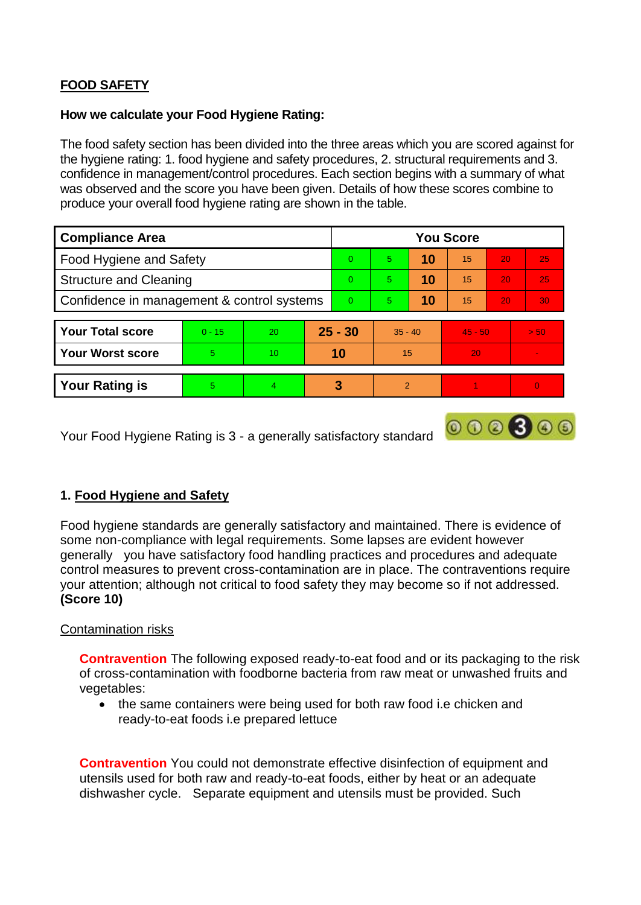**FOOD SAFETY**

**How we calculate your Food Hygiene Rating:**

The food safety section has been divided into the three areas which you are scored against for the hygiene rating: 1. food hygiene and safety procedures, 2. structural requirements and 3. confidence in management/control procedures. Each section begins with a summary of what was observed and the score you have been given. Details of how these scores combine to produce your overall food hygiene rating are shown in the table.

| Compliance Area | You Score | | | | | |
|---|---|---|---|---|---|---|
| Food Hygiene and Safety | 0 | 5 | **10** | 15 | 20 | 25 |
| Structure and Cleaning | 0 | 5 | **10** | 15 | 20 | 25 |
| Confidence in management & control systems | 0 | 5 | **10** | 15 | 20 | 30 |

| | | | | | | |
|---|---|---|---|---|---|---|
| **Your Total score** | 0 - 15 | 20 | **25 - 30** | 35 - 40 | 45 - 50 | > 50 |
| **Your Worst score** | 5 | 10 | **10** | 15 | 20 | - |

| | | | | | | |
|---|---|---|---|---|---|---|
| **Your Rating is** | 5 | 4 | **3** | 2 | 1 | 0 |

Your Food Hygiene Rating is 3 - a generally satisfactory standard

## 1. Food Hygiene and Safety

Food hygiene standards are generally satisfactory and maintained. There is evidence of some non-compliance with legal requirements. Some lapses are evident however generally you have satisfactory food handling practices and procedures and adequate control measures to prevent cross-contamination are in place. The contraventions require your attention; although not critical to food safety they may become so if not addressed. **(Score 10)**

Contamination risks

**Contravention** The following exposed ready-to-eat food and or its packaging to the risk of cross-contamination with foodborne bacteria from raw meat or unwashed fruits and vegetables:

- the same containers were being used for both raw food i.e chicken and ready-to-eat foods i.e prepared lettuce

**Contravention** You could not demonstrate effective disinfection of equipment and utensils used for both raw and ready-to-eat foods, either by heat or an adequate dishwasher cycle. Separate equipment and utensils must be provided. Such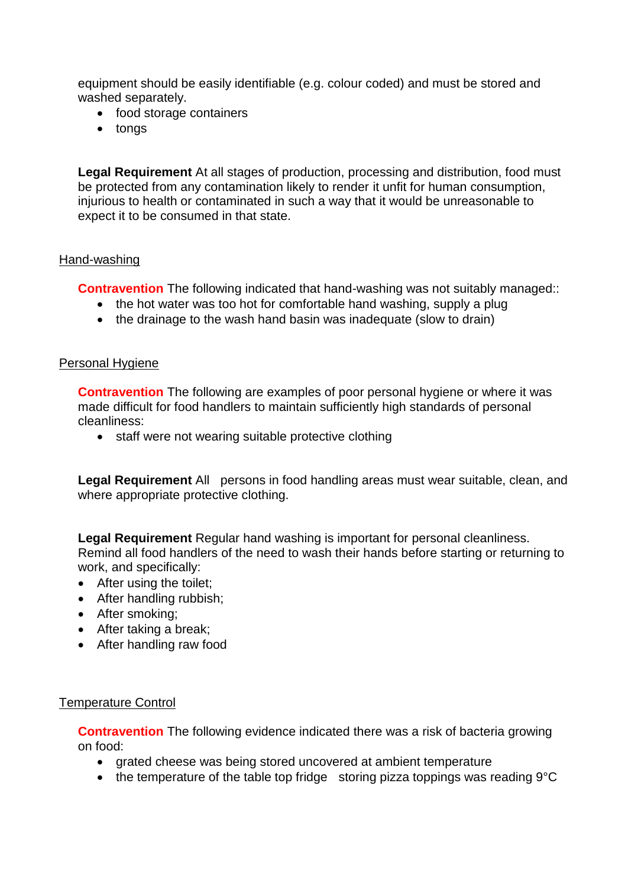equipment should be easily identifiable (e.g. colour coded) and must be stored and washed separately.

- food storage containers
- tongs

**Legal Requirement** At all stages of production, processing and distribution, food must be protected from any contamination likely to render it unfit for human consumption, injurious to health or contaminated in such a way that it would be unreasonable to expect it to be consumed in that state.

Hand-washing

**Contravention** The following indicated that hand-washing was not suitably managed::

- the hot water was too hot for comfortable hand washing, supply a plug
- the drainage to the wash hand basin was inadequate (slow to drain)

Personal Hygiene

**Contravention** The following are examples of poor personal hygiene or where it was made difficult for food handlers to maintain sufficiently high standards of personal cleanliness:

- staff were not wearing suitable protective clothing

**Legal Requirement** All persons in food handling areas must wear suitable, clean, and where appropriate protective clothing.

**Legal Requirement** Regular hand washing is important for personal cleanliness. Remind all food handlers of the need to wash their hands before starting or returning to work, and specifically:

- After using the toilet;
- After handling rubbish;
- After smoking;
- After taking a break;
- After handling raw food

Temperature Control

**Contravention** The following evidence indicated there was a risk of bacteria growing on food:

- grated cheese was being stored uncovered at ambient temperature
- the temperature of the table top fridge storing pizza toppings was reading 9°C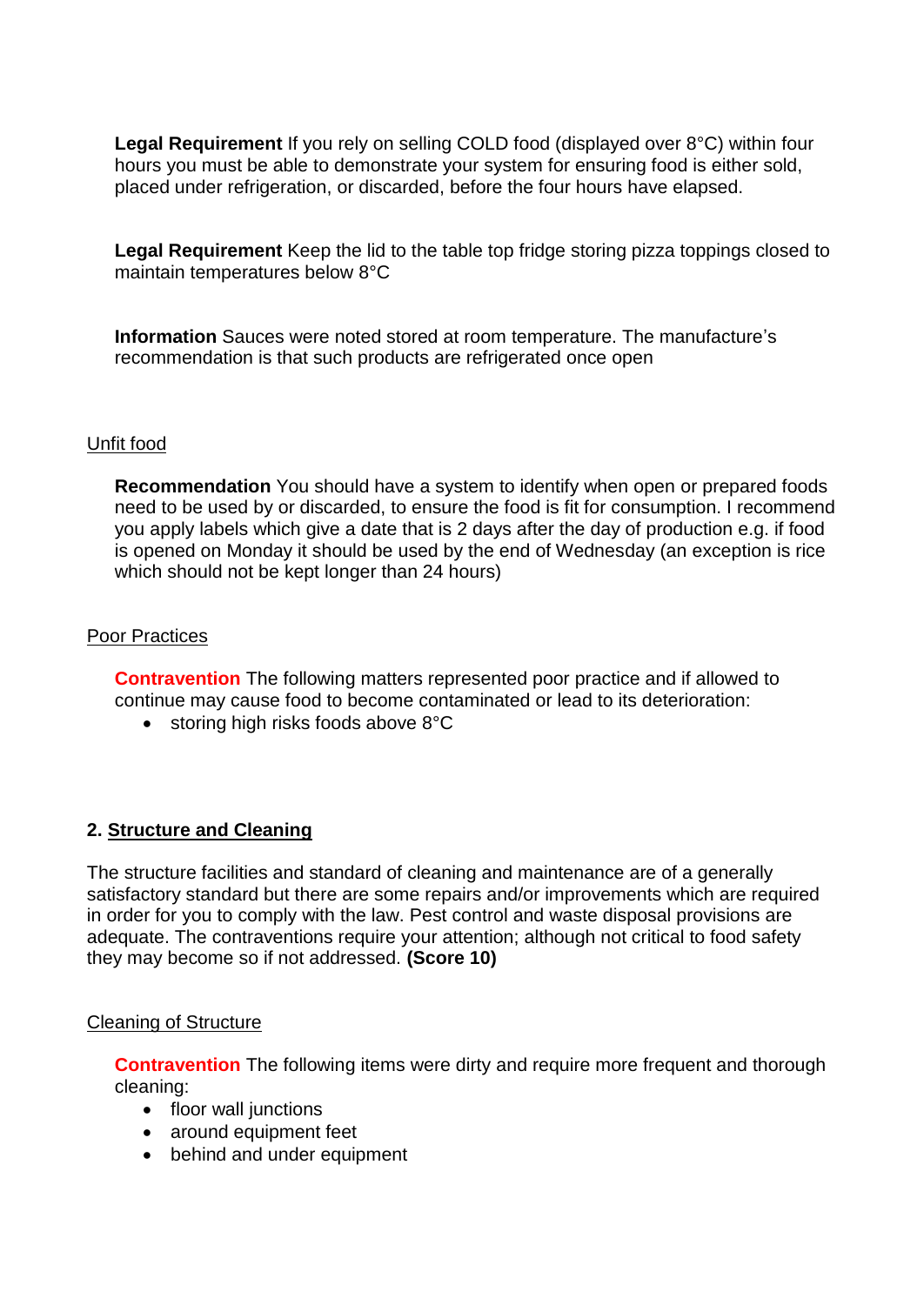**Legal Requirement** If you rely on selling COLD food (displayed over 8°C) within four hours you must be able to demonstrate your system for ensuring food is either sold, placed under refrigeration, or discarded, before the four hours have elapsed.

**Legal Requirement** Keep the lid to the table top fridge storing pizza toppings closed to maintain temperatures below 8°C

**Information** Sauces were noted stored at room temperature. The manufacture's recommendation is that such products are refrigerated once open

Unfit food

**Recommendation** You should have a system to identify when open or prepared foods need to be used by or discarded, to ensure the food is fit for consumption. I recommend you apply labels which give a date that is 2 days after the day of production e.g. if food is opened on Monday it should be used by the end of Wednesday (an exception is rice which should not be kept longer than 24 hours)

Poor Practices

**Contravention** The following matters represented poor practice and if allowed to continue may cause food to become contaminated or lead to its deterioration:

- storing high risks foods above 8°C

## 2. Structure and Cleaning

The structure facilities and standard of cleaning and maintenance are of a generally satisfactory standard but there are some repairs and/or improvements which are required in order for you to comply with the law. Pest control and waste disposal provisions are adequate. The contraventions require your attention; although not critical to food safety they may become so if not addressed. **(Score 10)**

Cleaning of Structure

**Contravention** The following items were dirty and require more frequent and thorough cleaning:

- floor wall junctions
- around equipment feet
- behind and under equipment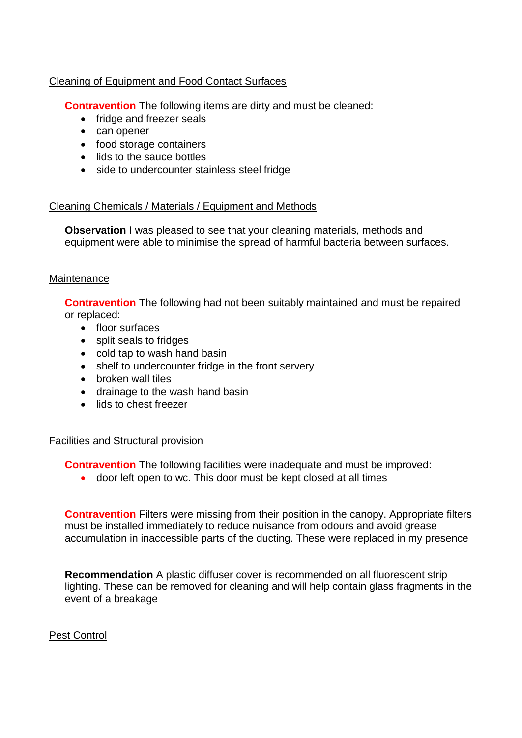## Cleaning of Equipment and Food Contact Surfaces

**Contravention** The following items are dirty and must be cleaned:

- fridge and freezer seals
- can opener
- food storage containers
- lids to the sauce bottles
- side to undercounter stainless steel fridge

## Cleaning Chemicals / Materials / Equipment and Methods

**Observation** I was pleased to see that your cleaning materials, methods and equipment were able to minimise the spread of harmful bacteria between surfaces.

## Maintenance

**Contravention** The following had not been suitably maintained and must be repaired or replaced:

- floor surfaces
- split seals to fridges
- cold tap to wash hand basin
- shelf to undercounter fridge in the front servery
- broken wall tiles
- drainage to the wash hand basin
- lids to chest freezer

## Facilities and Structural provision

**Contravention** The following facilities were inadequate and must be improved:

- door left open to wc. This door must be kept closed at all times

**Contravention** Filters were missing from their position in the canopy. Appropriate filters must be installed immediately to reduce nuisance from odours and avoid grease accumulation in inaccessible parts of the ducting. These were replaced in my presence

**Recommendation** A plastic diffuser cover is recommended on all fluorescent strip lighting. These can be removed for cleaning and will help contain glass fragments in the event of a breakage

## Pest Control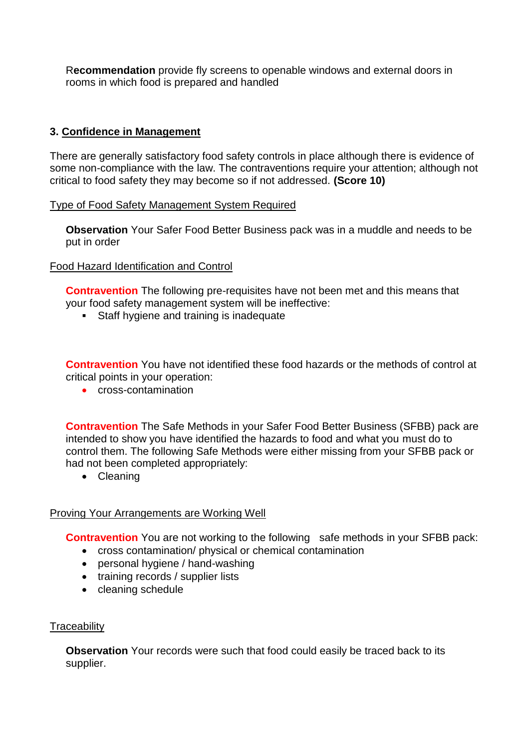**Recommendation** provide fly screens to openable windows and external doors in rooms in which food is prepared and handled

### 3. Confidence in Management

There are generally satisfactory food safety controls in place although there is evidence of some non-compliance with the law. The contraventions require your attention; although not critical to food safety they may become so if not addressed. **(Score 10)**

Type of Food Safety Management System Required

**Observation** Your Safer Food Better Business pack was in a muddle and needs to be put in order

Food Hazard Identification and Control

**Contravention** The following pre-requisites have not been met and this means that your food safety management system will be ineffective:

- Staff hygiene and training is inadequate

**Contravention** You have not identified these food hazards or the methods of control at critical points in your operation:

- cross-contamination

**Contravention** The Safe Methods in your Safer Food Better Business (SFBB) pack are intended to show you have identified the hazards to food and what you must do to control them. The following Safe Methods were either missing from your SFBB pack or had not been completed appropriately:

- Cleaning

Proving Your Arrangements are Working Well

**Contravention** You are not working to the following safe methods in your SFBB pack:

- cross contamination/ physical or chemical contamination
- personal hygiene / hand-washing
- training records / supplier lists
- cleaning schedule

Traceability

**Observation** Your records were such that food could easily be traced back to its supplier.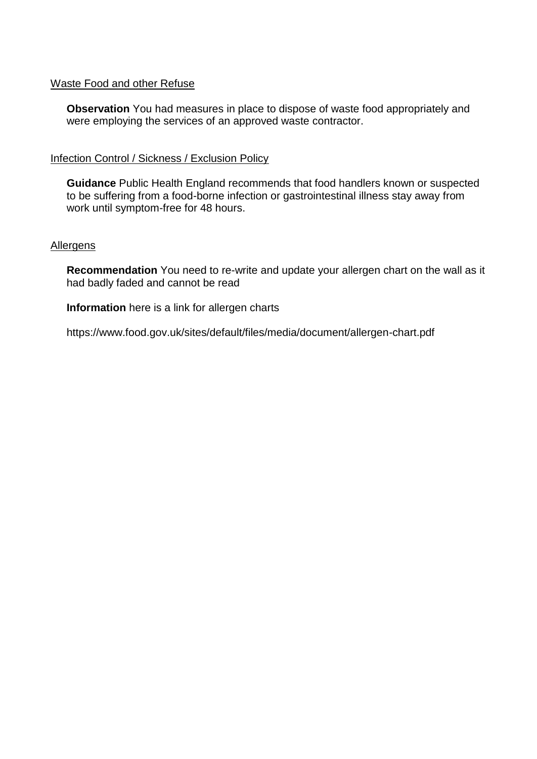Waste Food and other Refuse

**Observation** You had measures in place to dispose of waste food appropriately and were employing the services of an approved waste contractor.

Infection Control / Sickness / Exclusion Policy

**Guidance** Public Health England recommends that food handlers known or suspected to be suffering from a food-borne infection or gastrointestinal illness stay away from work until symptom-free for 48 hours.

Allergens

**Recommendation** You need to re-write and update your allergen chart on the wall as it had badly faded and cannot be read

**Information** here is a link for allergen charts

https://www.food.gov.uk/sites/default/files/media/document/allergen-chart.pdf